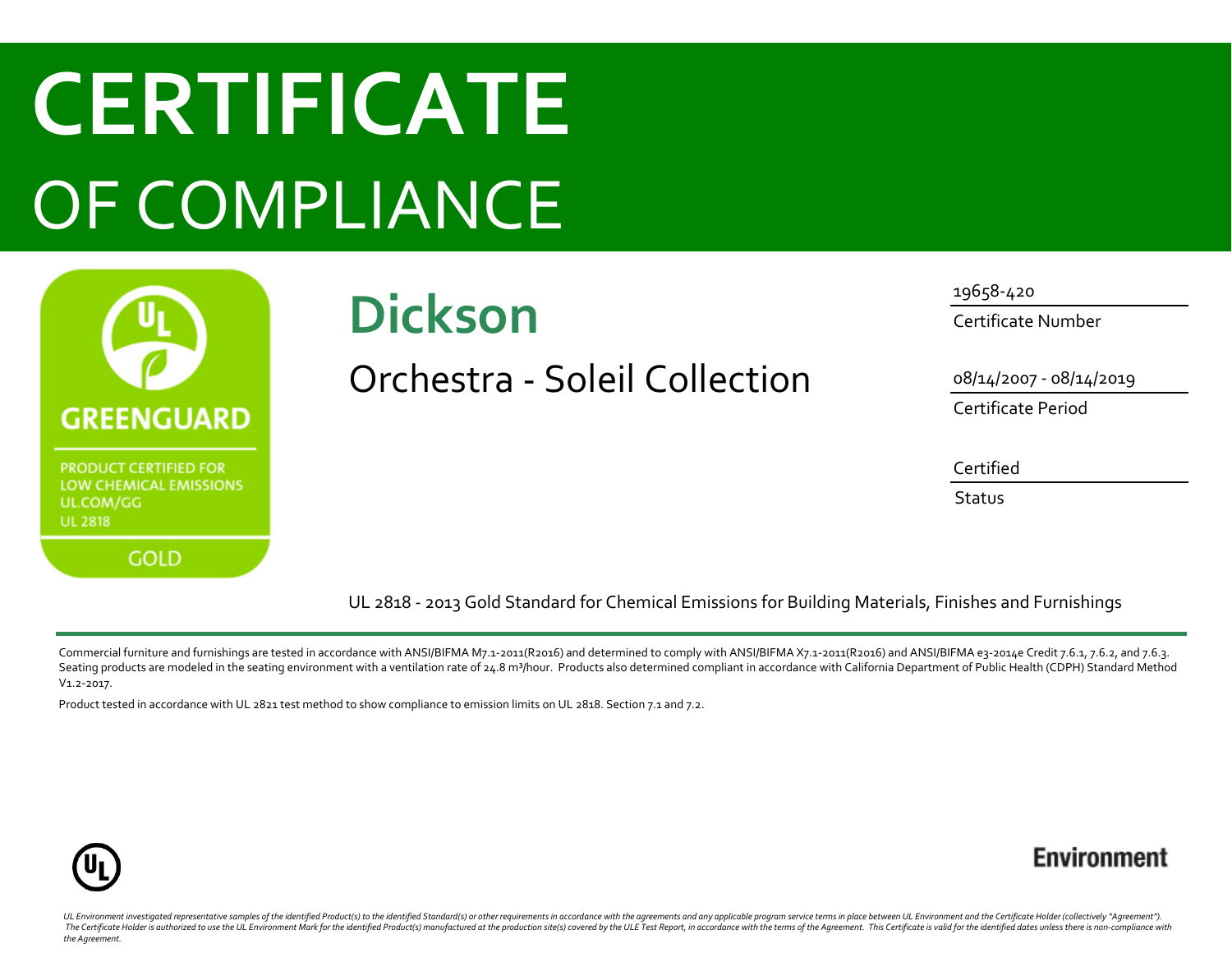# CERTIFICATE

## OF COMPLIANCE

GREENGUARD

PRODUCT CERTIFIED FOR LOW CHEMICAL EMISSIONS
UL.COM/GG
UL 2818

GOLD

## Dickson

### Orchestra - Soleil Collection

19658-420
Certificate Number

08/14/2007 - 08/14/2019
Certificate Period

Certified
Status

UL 2818 - 2013 Gold Standard for Chemical Emissions for Building Materials, Finishes and Furnishings

Commercial furniture and furnishings are tested in accordance with ANSI/BIFMA M7.1-2011(R2016) and determined to comply with ANSI/BIFMA X7.1-2011(R2016) and ANSI/BIFMA e3-2014e Credit 7.6.1, 7.6.2, and 7.6.3. Seating products are modeled in the seating environment with a ventilation rate of 24.8 $m^3$/hour. Products also determined compliant in accordance with California Department of Public Health (CDPH) Standard Method V1.2-2017.

Product tested in accordance with UL 2821 test method to show compliance to emission limits on UL 2818. Section 7.1 and 7.2.

Environment

*UL Environment investigated representative samples of the identified Product(s) to the identified Standard(s) or other requirements in accordance with the agreements and any applicable program service terms in place between UL Environment and the Certificate Holder (collectively "Agreement"). The Certificate Holder is authorized to use the UL Environment Mark for the identified Product(s) manufactured at the production site(s) covered by the ULE Test Report, in accordance with the terms of the Agreement. This Certificate is valid for the identified dates unless there is non-compliance with the Agreement.*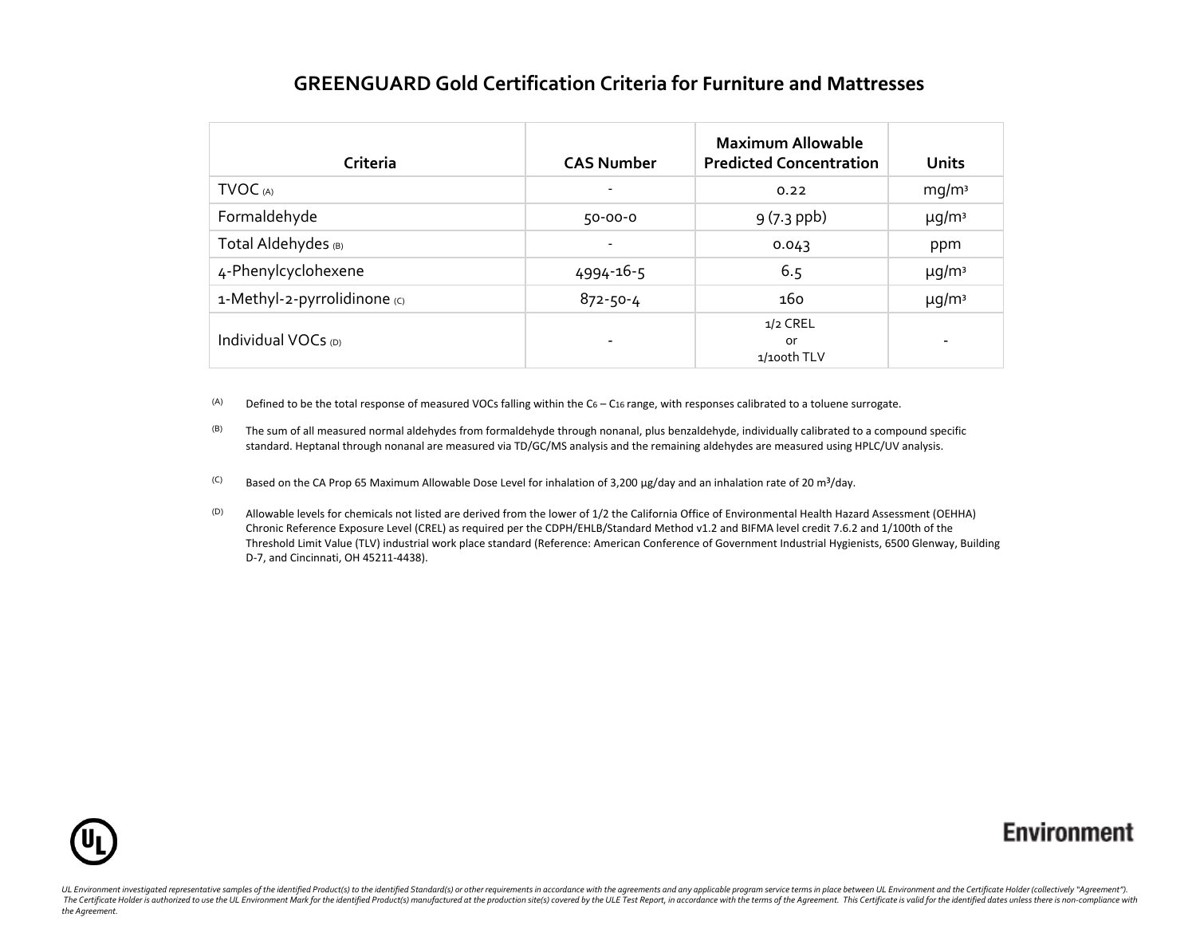# GREENGUARD Gold Certification Criteria for Furniture and Mattresses

| Criteria | CAS Number | Maximum Allowable Predicted Concentration | Units |
|---|---|---|---|
| TVOC (A) | - | 0.22 | $mg/m^3$ |
| Formaldehyde | 50-00-0 | 9 (7.3 ppb) | $\mu g/m^3$ |
| Total Aldehydes (B) | - | 0.043 | ppm |
| 4-Phenylcyclohexene | 4994-16-5 | 6.5 | $\mu g/m^3$ |
| 1-Methyl-2-pyrrolidinone (C) | 872-50-4 | 160 | $\mu g/m^3$ |
| Individual VOCs (D) | - | 1/2 CREL or 1/100th TLV | - |

(A) Defined to be the total response of measured VOCs falling within the $C_6 – C_{16}$ range, with responses calibrated to a toluene surrogate.

(B) The sum of all measured normal aldehydes from formaldehyde through nonanal, plus benzaldehyde, individually calibrated to a compound specific standard. Heptanal through nonanal are measured via TD/GC/MS analysis and the remaining aldehydes are measured using HPLC/UV analysis.

(C) Based on the CA Prop 65 Maximum Allowable Dose Level for inhalation of 3,200 µg/day and an inhalation rate of 20 $m^3$/day.

(D) Allowable levels for chemicals not listed are derived from the lower of 1/2 the California Office of Environmental Health Hazard Assessment (OEHHA) Chronic Reference Exposure Level (CREL) as required per the CDPH/EHLB/Standard Method v1.2 and BIFMA level credit 7.6.2 and 1/100th of the Threshold Limit Value (TLV) industrial work place standard (Reference: American Conference of Government Industrial Hygienists, 6500 Glenway, Building D-7, and Cincinnati, OH 45211-4438).

Environment

*UL Environment investigated representative samples of the identified Product(s) to the identified Standard(s) or other requirements in accordance with the agreements and any applicable program service terms in place between UL Environment and the Certificate Holder (collectively "Agreement"). The Certificate Holder is authorized to use the UL Environment Mark for the identified Product(s) manufactured at the production site(s) covered by the ULE Test Report, in accordance with the terms of the Agreement. This Certificate is valid for the identified dates unless there is non-compliance with the Agreement.*